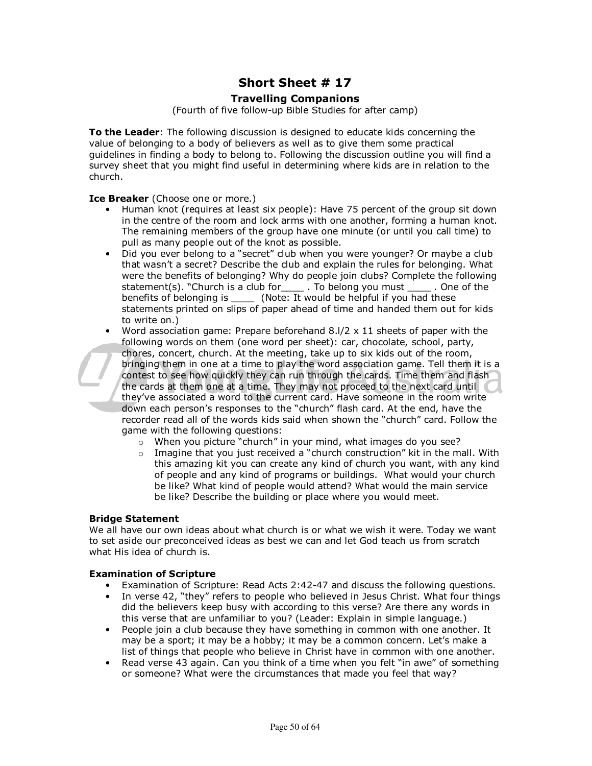# Short Sheet # 17

## Travelling Companions

(Fourth of five follow-up Bible Studies for after camp)

**To the Leader**: The following discussion is designed to educate kids concerning the value of belonging to a body of believers as well as to give them some practical guidelines in finding a body to belong to. Following the discussion outline you will find a survey sheet that you might find useful in determining where kids are in relation to the church.

**Ice Breaker** (Choose one or more.)

- Human knot (requires at least six people): Have 75 percent of the group sit down in the centre of the room and lock arms with one another, forming a human knot. The remaining members of the group have one minute (or until you call time) to pull as many people out of the knot as possible.
- Did you ever belong to a "secret" club when you were younger? Or maybe a club that wasn't a secret? Describe the club and explain the rules for belonging. What were the benefits of belonging? Why do people join clubs? Complete the following statement(s). "Church is a club for____ . To belong you must ____ . One of the benefits of belonging is ____ (Note: It would be helpful if you had these statements printed on slips of paper ahead of time and handed them out for kids to write on.)
- Word association game: Prepare beforehand 8.l/2 x 11 sheets of paper with the following words on them (one word per sheet): car, chocolate, school, party, chores, concert, church. At the meeting, take up to six kids out of the room, bringing them in one at a time to play the word association game. Tell them it is a contest to see how quickly they can run through the cards. Time them and flash the cards at them one at a time. They may not proceed to the next card until they've associated a word to the current card. Have someone in the room write down each person's responses to the "church" flash card. At the end, have the recorder read all of the words kids said when shown the "church" card. Follow the game with the following questions:
  - When you picture "church" in your mind, what images do you see?
  - Imagine that you just received a "church construction" kit in the mall. With this amazing kit you can create any kind of church you want, with any kind of people and any kind of programs or buildings. What would your church be like? What kind of people would attend? What would the main service be like? Describe the building or place where you would meet.

**Bridge Statement**

We all have our own ideas about what church is or what we wish it were. Today we want to set aside our preconceived ideas as best we can and let God teach us from scratch what His idea of church is.

**Examination of Scripture**

- Examination of Scripture: Read Acts 2:42-47 and discuss the following questions.
- In verse 42, "they" refers to people who believed in Jesus Christ. What four things did the believers keep busy with according to this verse? Are there any words in this verse that are unfamiliar to you? (Leader: Explain in simple language.)
- People join a club because they have something in common with one another. It may be a sport; it may be a hobby; it may be a common concern. Let's make a list of things that people who believe in Christ have in common with one another.
- Read verse 43 again. Can you think of a time when you felt "in awe" of something or someone? What were the circumstances that made you feel that way?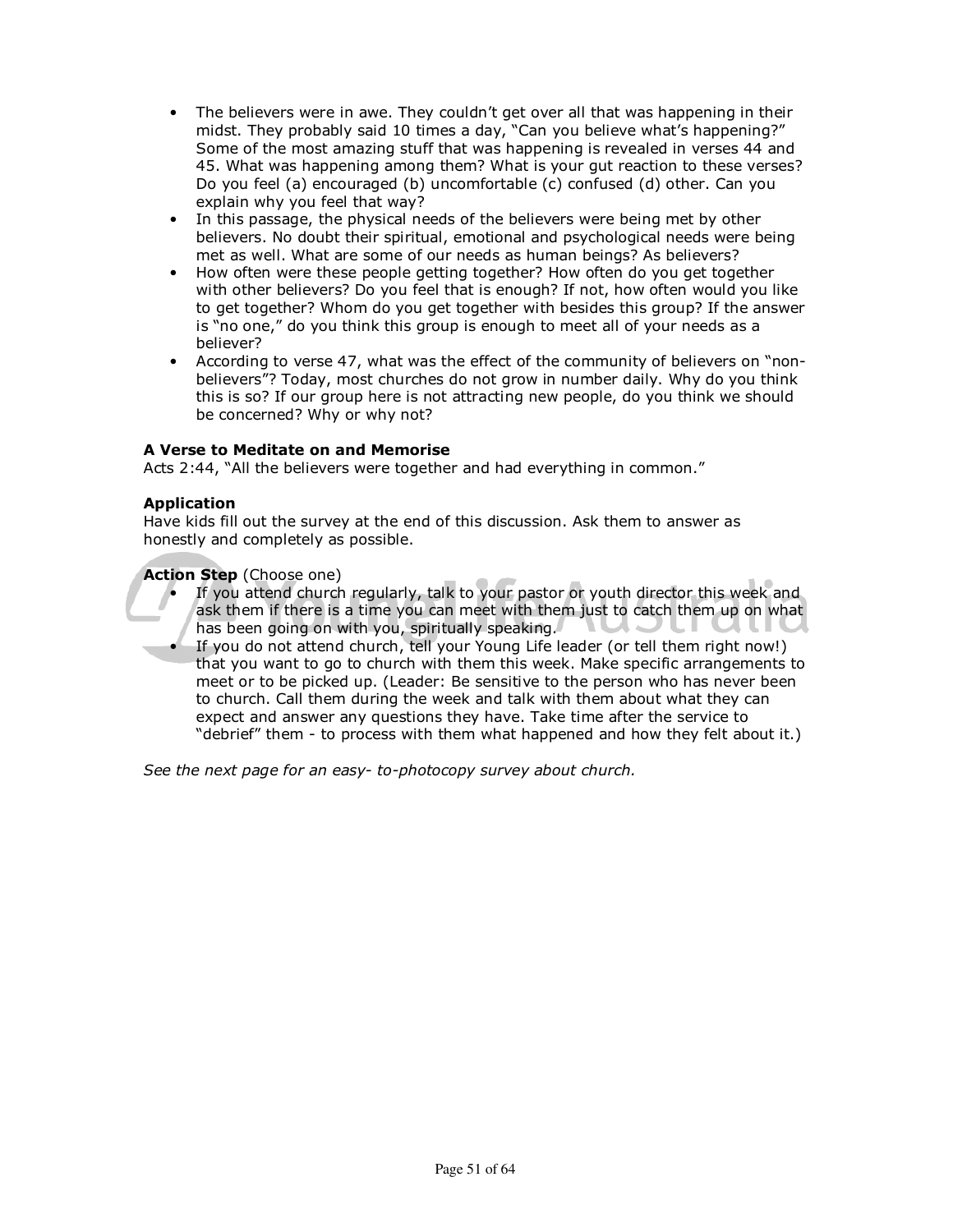- The believers were in awe. They couldn't get over all that was happening in their midst. They probably said 10 times a day, "Can you believe what's happening?" Some of the most amazing stuff that was happening is revealed in verses 44 and 45. What was happening among them? What is your gut reaction to these verses? Do you feel (a) encouraged (b) uncomfortable (c) confused (d) other. Can you explain why you feel that way?
- In this passage, the physical needs of the believers were being met by other believers. No doubt their spiritual, emotional and psychological needs were being met as well. What are some of our needs as human beings? As believers?
- How often were these people getting together? How often do you get together with other believers? Do you feel that is enough? If not, how often would you like to get together? Whom do you get together with besides this group? If the answer is "no one," do you think this group is enough to meet all of your needs as a believer?
- According to verse 47, what was the effect of the community of believers on "non-believers"? Today, most churches do not grow in number daily. Why do you think this is so? If our group here is not attracting new people, do you think we should be concerned? Why or why not?

**A Verse to Meditate on and Memorise**
Acts 2:44, "All the believers were together and had everything in common."

**Application**
Have kids fill out the survey at the end of this discussion. Ask them to answer as honestly and completely as possible.

**Action Step** (Choose one)

- If you attend church regularly, talk to your pastor or youth director this week and ask them if there is a time you can meet with them just to catch them up on what has been going on with you, spiritually speaking.
- If you do not attend church, tell your Young Life leader (or tell them right now!) that you want to go to church with them this week. Make specific arrangements to meet or to be picked up. (Leader: Be sensitive to the person who has never been to church. Call them during the week and talk with them about what they can expect and answer any questions they have. Take time after the service to "debrief" them - to process with them what happened and how they felt about it.)

*See the next page for an easy- to-photocopy survey about church.*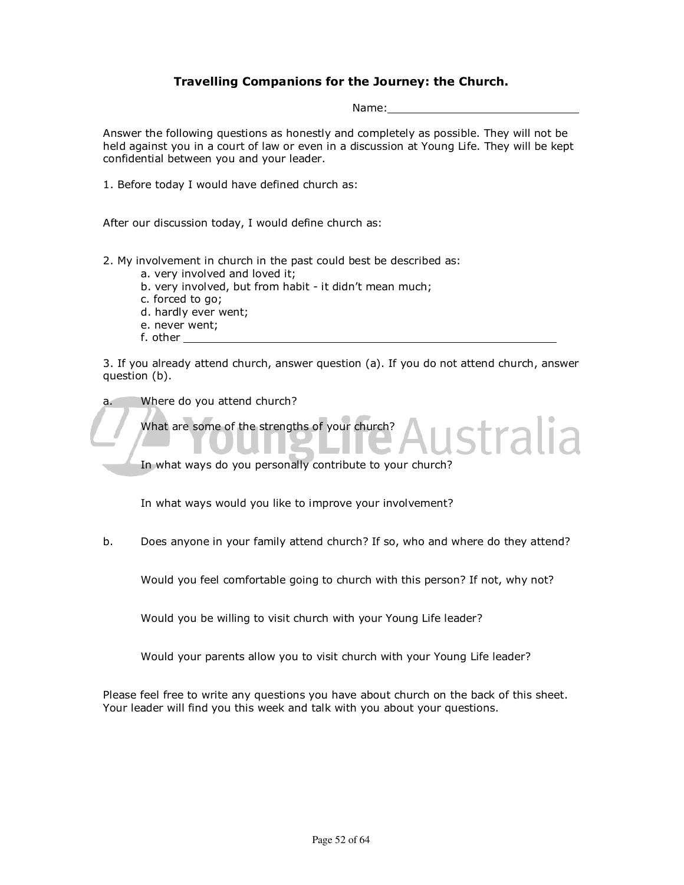## Travelling Companions for the Journey: the Church.

Name:\_\_\_\_\_\_\_\_\_\_\_\_\_\_\_\_\_\_\_\_\_\_\_\_\_\_\_\_\_\_

Answer the following questions as honestly and completely as possible. They will not be held against you in a court of law or even in a discussion at Young Life. They will be kept confidential between you and your leader.

1. Before today I would have defined church as:

After our discussion today, I would define church as:

2. My involvement in church in the past could best be described as:
   - a. very involved and loved it;
   - b. very involved, but from habit - it didn't mean much;
   - c. forced to go;
   - d. hardly ever went;
   - e. never went;
   - f. other \_\_\_\_\_\_\_\_\_\_\_\_\_\_\_\_\_\_\_\_\_\_\_\_\_\_\_\_\_\_\_\_\_\_\_\_\_\_\_\_\_\_\_\_\_\_\_\_\_\_\_\_\_\_\_\_

3. If you already attend church, answer question (a). If you do not attend church, answer question (b).

a. Where do you attend church?

What are some of the strengths of your church?

In what ways do you personally contribute to your church?

In what ways would you like to improve your involvement?

b. Does anyone in your family attend church? If so, who and where do they attend?

Would you feel comfortable going to church with this person? If not, why not?

Would you be willing to visit church with your Young Life leader?

Would your parents allow you to visit church with your Young Life leader?

Please feel free to write any questions you have about church on the back of this sheet. Your leader will find you this week and talk with you about your questions.